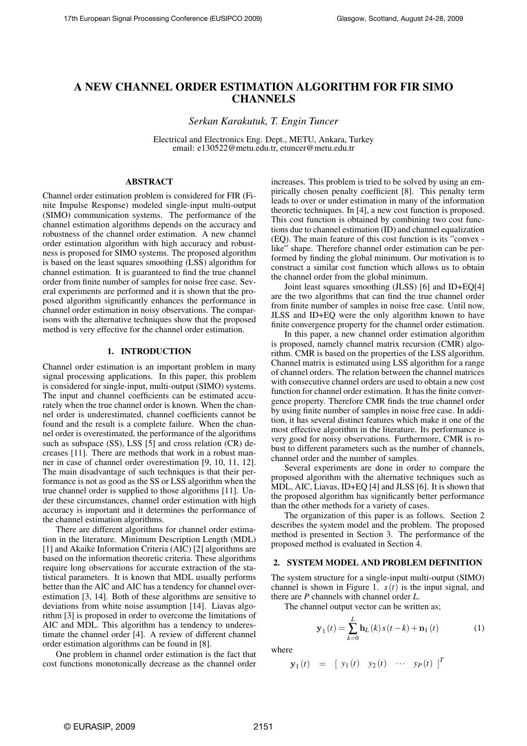# A NEW CHANNEL ORDER ESTIMATION ALGORITHM FOR FIR SIMO CHANNELS

*Serkan Karakutuk, T. Engin Tuncer*

Electrical and Electronics Eng. Dept., METU, Ankara, Turkey
email: e130522@metu.edu.tr, etuncer@metu.edu.tr

## ABSTRACT

Channel order estimation problem is considered for FIR (Finite Impulse Response) modeled single-input multi-output (SIMO) communication systems. The performance of the channel estimation algorithms depends on the accuracy and robustness of the channel order estimation. A new channel order estimation algorithm with high accuracy and robustness is proposed for SIMO systems. The proposed algorithm is based on the least squares smoothing (LSS) algorithm for channel estimation. It is guaranteed to find the true channel order from finite number of samples for noise free case. Several experiments are performed and it is shown that the proposed algorithm significantly enhances the performance in channel order estimation in noisy observations. The comparisons with the alternative techniques show that the proposed method is very effective for the channel order estimation.

## 1. INTRODUCTION

Channel order estimation is an important problem in many signal processing applications. In this paper, this problem is considered for single-input, multi-output (SIMO) systems. The input and channel coefficients can be estimated accurately when the true channel order is known. When the channel order is underestimated, channel coefficients cannot be found and the result is a complete failure. When the channel order is overestimated, the performance of the algorithms such as subspace (SS), LSS [5] and cross relation (CR) decreases [11]. There are methods that work in a robust manner in case of channel order overestimation [9, 10, 11, 12]. The main disadvantage of such techniques is that their performance is not as good as the SS or LSS algorithm when the true channel order is supplied to those algorithms [11]. Under these circumstances, channel order estimation with high accuracy is important and it determines the performance of the channel estimation algorithms.

There are different algorithms for channel order estimation in the literature. Minimum Description Length (MDL) [1] and Akaike Information Criteria (AIC) [2] algorithms are based on the information theoretic criteria. These algorithms require long observations for accurate extraction of the statistical parameters. It is known that MDL usually performs better than the AIC and AIC has a tendency for channel overestimation [3, 14]. Both of these algorithms are sensitive to deviations from white noise assumption [14]. Liavas algorithm [3] is proposed in order to overcome the limitations of AIC and MDL. This algorithm has a tendency to underestimate the channel order [4]. A review of different channel order estimation algorithms can be found in [8].

One problem in channel order estimation is the fact that cost functions monotonically decrease as the channel order increases. This problem is tried to be solved by using an empirically chosen penalty coefficient [8]. This penalty term leads to over or under estimation in many of the information theoretic techniques. In [4], a new cost function is proposed. This cost function is obtained by combining two cost functions due to channel estimation (ID) and channel equalization (EQ). The main feature of this cost function is its "convex - like" shape. Therefore channel order estimation can be performed by finding the global minimum. Our motivation is to construct a similar cost function which allows us to obtain the channel order from the global minimum.

Joint least squares smoothing (JLSS) [6] and ID+EQ[4] are the two algorithms that can find the true channel order from finite number of samples in noise free case. Until now, JLSS and ID+EQ were the only algorithm known to have finite convergence property for the channel order estimation.

In this paper, a new channel order estimation algorithm is proposed, namely channel matrix recursion (CMR) algorithm. CMR is based on the properties of the LSS algorithm. Channel matrix is estimated using LSS algorithm for a range of channel orders. The relation between the channel matrices with consecutive channel orders are used to obtain a new cost function for channel order estimation. It has the finite convergence property. Therefore CMR finds the true channel order by using finite number of samples in noise free case. In addition, it has several distinct features which make it one of the most effective algorithm in the literature. Its performance is very good for noisy observations. Furthermore, CMR is robust to different parameters such as the number of channels, channel order and the number of samples.

Several experiments are done in order to compare the proposed algorithm with the alternative techniques such as MDL, AIC, Liavas, ID+EQ [4] and JLSS [6]. It is shown that the proposed algorithm has significantly better performance than the other methods for a variety of cases.

The organization of this paper is as follows. Section 2 describes the system model and the problem. The proposed method is presented in Section 3. The performance of the proposed method is evaluated in Section 4.

## 2. SYSTEM MODEL AND PROBLEM DEFINITION

The system structure for a single-input multi-output (SIMO) channel is shown in Figure 1. $s(t)$ is the input signal, and there are $P$ channels with channel order $L$.

The channel output vector can be written as;

$$\mathbf{y}_1(t) = \sum_{k=0}^{L} \mathbf{h}_L(k)\, s(t-k) + \mathbf{n}_1(t) \tag{1}$$

where

$$\mathbf{y}_1(t) \quad = \quad [\; y_1(t) \quad y_2(t) \quad \cdots \quad y_P(t) \;]^T$$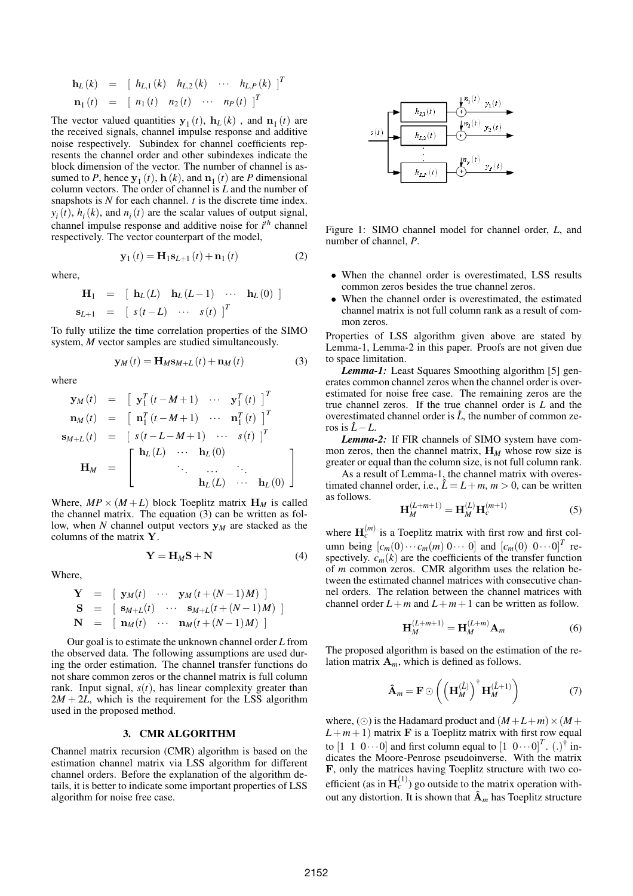$$
\begin{aligned}
\mathbf{h}_L(k) &= \left[\begin{array}{cccc} h_{L,1}(k) & h_{L,2}(k) & \cdots & h_{L,P}(k) \end{array}\right]^T \\
\mathbf{n}_1(t) &= \left[\begin{array}{cccc} n_1(t) & n_2(t) & \cdots & n_P(t) \end{array}\right]^T
\end{aligned}
$$

The vector valued quantities $\mathbf{y}_1(t)$, $\mathbf{h}_L(k)$ , and $\mathbf{n}_1(t)$ are the received signals, channel impulse response and additive noise respectively. Subindex for channel coefficients represents the channel order and other subindexes indicate the block dimension of the vector. The number of channel is assumed to $P$, hence $\mathbf{y}_1(t)$, $\mathbf{h}(k)$, and $\mathbf{n}_1(t)$ are $P$ dimensional column vectors. The order of channel is $L$ and the number of snapshots is $N$ for each channel. $t$ is the discrete time index. $y_i(t)$, $h_i(k)$, and $n_i(t)$ are the scalar values of output signal, channel impulse response and additive noise for $i^{th}$ channel respectively. The vector counterpart of the model,

$$
\mathbf{y}_1(t) = \mathbf{H}_1 \mathbf{s}_{L+1}(t) + \mathbf{n}_1(t) \tag{2}
$$

where,

$$
\begin{aligned}
\mathbf{H}_1 &= \left[\begin{array}{cccc} \mathbf{h}_L(L) & \mathbf{h}_L(L-1) & \cdots & \mathbf{h}_L(0) \end{array}\right] \\
\mathbf{s}_{L+1} &= \left[\begin{array}{ccc} s(t-L) & \cdots & s(t) \end{array}\right]^T
\end{aligned}
$$

To fully utilize the time correlation properties of the SIMO system, $M$ vector samples are studied simultaneously.

$$
\mathbf{y}_M(t) = \mathbf{H}_M \mathbf{s}_{M+L}(t) + \mathbf{n}_M(t) \tag{3}
$$

where

$$
\begin{aligned}
\mathbf{y}_M(t) &= \left[\begin{array}{ccc} \mathbf{y}_1^T(t-M+1) & \cdots & \mathbf{y}_1^T(t) \end{array}\right]^T \\
\mathbf{n}_M(t) &= \left[\begin{array}{ccc} \mathbf{n}_1^T(t-M+1) & \cdots & \mathbf{n}_1^T(t) \end{array}\right]^T \\
\mathbf{s}_{M+L}(t) &= \left[\begin{array}{ccc} s(t-L-M+1) & \cdots & s(t) \end{array}\right]^T \\
\mathbf{H}_M &= \left[\begin{array}{cccccc} \mathbf{h}_L(L) & \cdots & \mathbf{h}_L(0) & & & \\ & \ddots & & \cdots & \ddots & \\ & & & \mathbf{h}_L(L) & \cdots & \mathbf{h}_L(0) \end{array}\right]
\end{aligned}
$$

Where, $MP \times (M+L)$ block Toeplitz matrix $\mathbf{H}_M$ is called the channel matrix. The equation (3) can be written as follow, when $N$ channel output vectors $\mathbf{y}_M$ are stacked as the columns of the matrix $\mathbf{Y}$.

$$
\mathbf{Y} = \mathbf{H}_M \mathbf{S} + \mathbf{N} \tag{4}
$$

Where,

$$
\begin{aligned}
\mathbf{Y} &= \left[\begin{array}{ccc} \mathbf{y}_M(t) & \cdots & \mathbf{y}_M(t+(N-1)M) \end{array}\right] \\
\mathbf{S} &= \left[\begin{array}{ccc} \mathbf{s}_{M+L}(t) & \cdots & \mathbf{s}_{M+L}(t+(N-1)M) \end{array}\right] \\
\mathbf{N} &= \left[\begin{array}{ccc} \mathbf{n}_M(t) & \cdots & \mathbf{n}_M(t+(N-1)M) \end{array}\right]
\end{aligned}
$$

Our goal is to estimate the unknown channel order $L$ from the observed data. The following assumptions are used during the order estimation. The channel transfer functions do not share common zeros or the channel matrix is full column rank. Input signal, $s(t)$, has linear complexity greater than $2M+2L$, which is the requirement for the LSS algorithm used in the proposed method.

## 3. CMR ALGORITHM

Channel matrix recursion (CMR) algorithm is based on the estimation channel matrix via LSS algorithm for different channel orders. Before the explanation of the algorithm details, it is better to indicate some important properties of LSS algorithm for noise free case.

Figure 1: SIMO channel model for channel order, $L$, and number of channel, $P$.

- When the channel order is overestimated, LSS results common zeros besides the true channel zeros.
- When the channel order is overestimated, the estimated channel matrix is not full column rank as a result of common zeros.

Properties of LSS algorithm given above are stated by Lemma-1, Lemma-2 in this paper. Proofs are not given due to space limitation.

***Lemma-1:*** Least Squares Smoothing algorithm [5] generates common channel zeros when the channel order is overestimated for noise free case. The remaining zeros are the true channel zeros. If the true channel order is $L$ and the overestimated channel order is $\hat{L}$, the number of common zeros is $\hat{L}-L$.

***Lemma-2:*** If FIR channels of SIMO system have common zeros, then the channel matrix, $\mathbf{H}_M$ whose row size is greater or equal than the column size, is not full column rank.

As a result of Lemma-1, the channel matrix with overestimated channel order, i.e., $\hat{L} = L+m$, $m>0$, can be written as follows.

$$
\mathbf{H}_M^{(L+m+1)} = \mathbf{H}_M^{(L)} \mathbf{H}_c^{(m+1)} \tag{5}
$$

where $\mathbf{H}_c^{(m)}$ is a Toeplitz matrix with first row and first column being $[c_m(0) \cdots c_m(m)\ 0 \cdots\ 0]$ and $[c_m(0)\ \ 0 \cdots 0]^T$ respectively. $c_m(k)$ are the coefficients of the transfer function of $m$ common zeros. CMR algorithm uses the relation between the estimated channel matrices with consecutive channel orders. The relation between the channel matrices with channel order $L+m$ and $L+m+1$ can be written as follow.

$$
\mathbf{H}_M^{(L+m+1)} = \mathbf{H}_M^{(L+m)} \mathbf{A}_m \tag{6}
$$

The proposed algorithm is based on the estimation of the relation matrix $\mathbf{A}_m$, which is defined as follows.

$$
\hat{\mathbf{A}}_m = \mathbf{F} \odot \left( \left( \mathbf{H}_M^{(\hat{L})} \right)^{\dagger} \mathbf{H}_M^{(\hat{L}+1)} \right) \tag{7}
$$

where, $(\odot)$ is the Hadamard product and $(M+L+m) \times (M+L+m+1)$ matrix $\mathbf{F}$ is a Toeplitz matrix with first row equal to $[1\ \ 1\ \ 0 \cdots 0]$ and first column equal to $[1\ \ 0 \cdots 0]^T$. $(.)^{\dagger}$ indicates the Moore-Penrose pseudoinverse. With the matrix $\mathbf{F}$, only the matrices having Toeplitz structure with two coefficient (as in $\mathbf{H}_c^{(1)}$) go outside to the matrix operation without any distortion. It is shown that $\hat{\mathbf{A}}_m$ has Toeplitz structure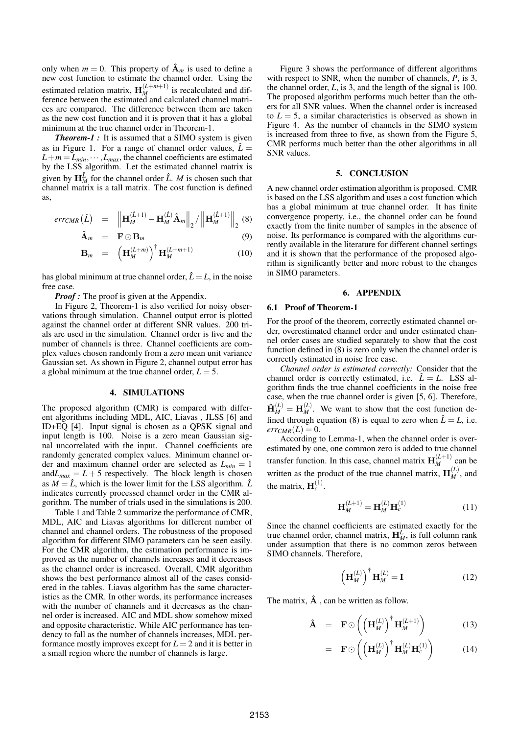only when $m = 0$. This property of $\hat{\mathbf{A}}_m$ is used to define a new cost function to estimate the channel order. Using the estimated relation matrix, $\mathbf{H}_M^{(L+m+1)}$ is recalculated and difference between the estimated and calculated channel matrices are compared. The difference between them are taken as the new cost function and it is proven that it has a global minimum at the true channel order in Theorem-1.

***Theorem-1 :*** It is assumed that a SIMO system is given as in Figure 1. For a range of channel order values, $\hat{L} = L+m = L_{min}, \cdots, L_{max}$, the channel coefficients are estimated by the LSS algorithm. Let the estimated channel matrix is given by $\mathbf{H}_M^{\hat{L}}$ for the channel order $\hat{L}$. $M$ is chosen such that channel matrix is a tall matrix. The cost function is defined as,

$$err_{CMR}(\hat{L}) = \left\|\mathbf{H}_M^{(\hat{L}+1)} - \mathbf{H}_M^{(\hat{L})}\hat{\mathbf{A}}_m\right\|_2 / \left\|\mathbf{H}_M^{(\hat{L}+1)}\right\|_2 \quad (8)$$

$$\hat{\mathbf{A}}_m = \mathbf{F} \odot \mathbf{B}_m \quad (9)$$

$$\mathbf{B}_m = \left(\mathbf{H}_M^{(L+m)}\right)^{\dagger} \mathbf{H}_M^{(L+m+1)} \quad (10)$$

has global minimum at true channel order, $\hat{L} = L$, in the noise free case.

***Proof :*** The proof is given at the Appendix.

In Figure 2, Theorem-1 is also verified for noisy observations through simulation. Channel output error is plotted against the channel order at different SNR values. 200 trials are used in the simulation. Channel order is five and the number of channels is three. Channel coefficients are complex values chosen randomly from a zero mean unit variance Gaussian set. As shown in Figure 2, channel output error has a global minimum at the true channel order, $L = 5$.

## 4. SIMULATIONS

The proposed algorithm (CMR) is compared with different algorithms including MDL, AIC, Liavas , JLSS [6] and ID+EQ [4]. Input signal is chosen as a QPSK signal and input length is 100. Noise is a zero mean Gaussian signal uncorrelated with the input. Channel coefficients are randomly generated complex values. Minimum channel order and maximum channel order are selected as $L_{min} = 1$ and $L_{max} = L + 5$ respectively. The block length is chosen as $M = \hat{L}$, which is the lower limit for the LSS algorithm. $\hat{L}$ indicates currently processed channel order in the CMR algorithm. The number of trials used in the simulations is 200.

Table 1 and Table 2 summarize the performance of CMR, MDL, AIC and Liavas algorithms for different number of channel and channel orders. The robustness of the proposed algorithm for different SIMO parameters can be seen easily. For the CMR algorithm, the estimation performance is improved as the number of channels increases and it decreases as the channel order is increased. Overall, CMR algorithm shows the best performance almost all of the cases considered in the tables. Liavas algorithm has the same characteristics as the CMR. In other words, its performance increases with the number of channels and it decreases as the channel order is increased. AIC and MDL show somehow mixed and opposite characteristic. While AIC performance has tendency to fall as the number of channels increases, MDL performance mostly improves except for $L = 2$ and it is better in a small region where the number of channels is large.

Figure 3 shows the performance of different algorithms with respect to SNR, when the number of channels, $P$, is 3, the channel order, $L$, is 3, and the length of the signal is 100. The proposed algorithm performs much better than the others for all SNR values. When the channel order is increased to $L = 5$, a similar characteristics is observed as shown in Figure 4. As the number of channels in the SIMO system is increased from three to five, as shown from the Figure 5, CMR performs much better than the other algorithms in all SNR values.

## 5. CONCLUSION

A new channel order estimation algorithm is proposed. CMR is based on the LSS algorithm and uses a cost function which has a global minimum at true channel order. It has finite convergence property, i.e., the channel order can be found exactly from the finite number of samples in the absence of noise. Its performance is compared with the algorithms currently available in the literature for different channel settings and it is shown that the performance of the proposed algorithm is significantly better and more robust to the changes in SIMO parameters.

## 6. APPENDIX

### 6.1 Proof of Theorem-1

For the proof of the theorem, correctly estimated channel order, overestimated channel order and under estimated channel order cases are studied separately to show that the cost function defined in (8) is zero only when the channel order is correctly estimated in noise free case.

*Channel order is estimated correctly:* Consider that the channel order is correctly estimated, i.e. $\hat{L} = L$. LSS algorithm finds the true channel coefficients in the noise free case, when the true channel order is given [5, 6]. Therefore, $\hat{\mathbf{H}}_M^{(L)} = \mathbf{H}_M^{(L)}$. We want to show that the cost function defined through equation (8) is equal to zero when $\hat{L} = L$, i.e. $err_{CMR}(L) = 0$.

According to Lemma-1, when the channel order is overestimated by one, one common zero is added to true channel transfer function. In this case, channel matrix $\mathbf{H}_M^{(L+1)}$ can be written as the product of the true channel matrix, $\mathbf{H}_M^{(L)}$, and the matrix, $\mathbf{H}_c^{(1)}$.

$$\mathbf{H}_M^{(L+1)} = \mathbf{H}_M^{(L)} \mathbf{H}_c^{(1)} \quad (11)$$

Since the channel coefficients are estimated exactly for the true channel order, channel matrix, $\mathbf{H}_M^L$, is full column rank under assumption that there is no common zeros between SIMO channels. Therefore,

$$\left(\mathbf{H}_M^{(L)}\right)^{\dagger} \mathbf{H}_M^{(L)} = \mathbf{I} \quad (12)$$

The matrix, $\hat{\mathbf{A}}$ , can be written as follow.

$$\hat{\mathbf{A}} = \mathbf{F} \odot \left(\left(\mathbf{H}_M^{(L)}\right)^{\dagger} \mathbf{H}_M^{(L+1)}\right) \quad (13)$$

$$= \mathbf{F} \odot \left(\left(\mathbf{H}_M^{(L)}\right)^{\dagger} \mathbf{H}_M^{(L)} \mathbf{H}_c^{(1)}\right) \quad (14)$$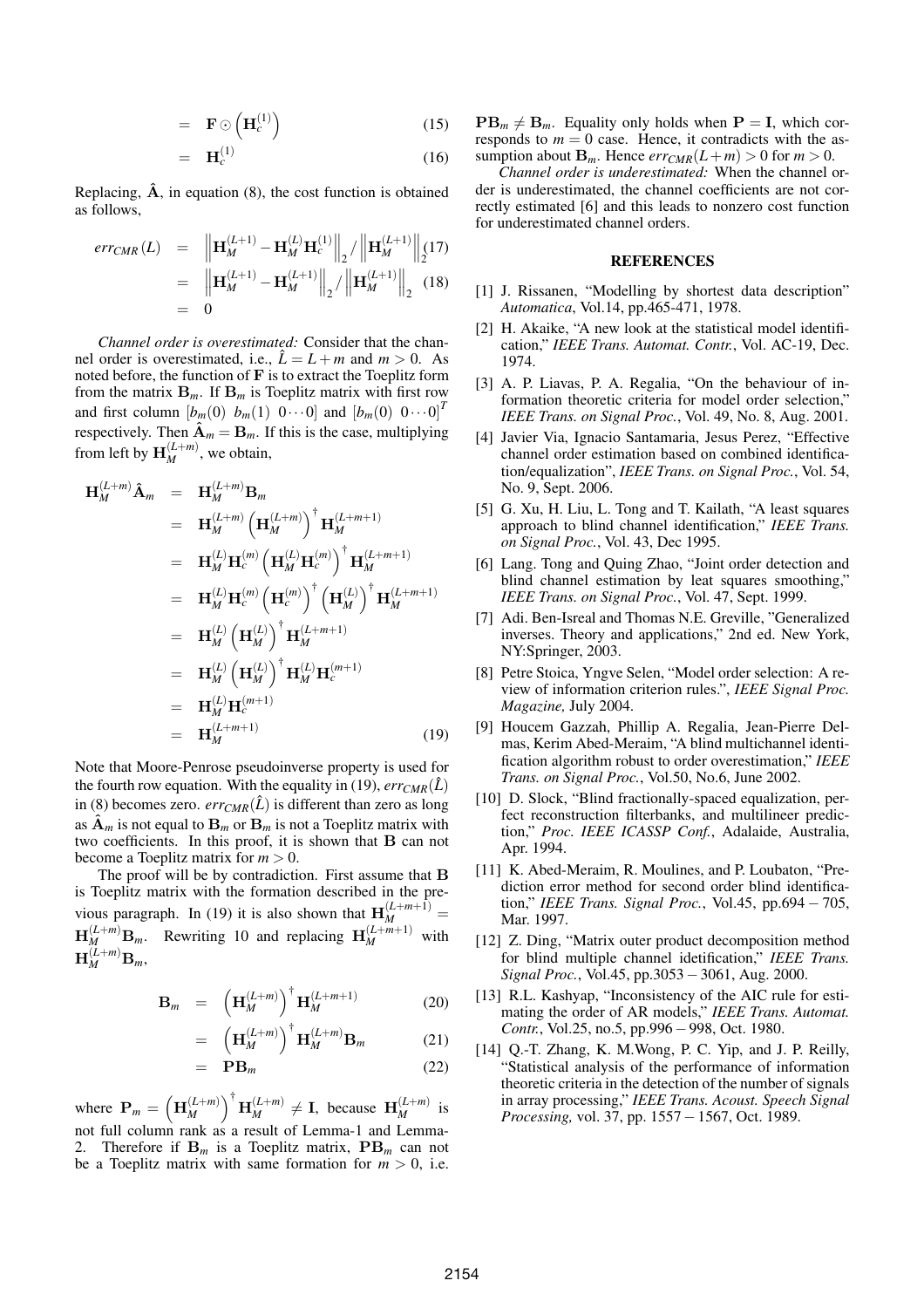$$= \mathbf{F} \odot \left( \mathbf{H}_c^{(1)} \right) \quad (15)$$

$$= \mathbf{H}_c^{(1)} \quad (16)$$

Replacing, $\hat{\mathbf{A}}$, in equation (8), the cost function is obtained as follows,

$$\begin{aligned} err_{CMR}(L) &= \left\| \mathbf{H}_M^{(L+1)} - \mathbf{H}_M^{(L)} \mathbf{H}_c^{(1)} \right\|_2 / \left\| \mathbf{H}_M^{(L+1)} \right\|_2 \quad (17) \\ &= \left\| \mathbf{H}_M^{(L+1)} - \mathbf{H}_M^{(L+1)} \right\|_2 / \left\| \mathbf{H}_M^{(L+1)} \right\|_2 \quad (18) \\ &= 0 \end{aligned}$$

*Channel order is overestimated:* Consider that the channel order is overestimated, i.e., $\hat{L} = L + m$ and $m > 0$. As noted before, the function of $\mathbf{F}$ is to extract the Toeplitz form from the matrix $\mathbf{B}_m$. If $\mathbf{B}_m$ is Toeplitz matrix with first row and first column $[b_m(0)\ b_m(1)\ 0 \cdots 0]$ and $[b_m(0)\ 0 \cdots 0]^T$ respectively. Then $\hat{\mathbf{A}}_m = \mathbf{B}_m$. If this is the case, multiplying from left by $\mathbf{H}_M^{(L+m)}$, we obtain,

$$\begin{aligned} \mathbf{H}_M^{(L+m)} \hat{\mathbf{A}}_m &= \mathbf{H}_M^{(L+m)} \mathbf{B}_m \\ &= \mathbf{H}_M^{(L+m)} \left( \mathbf{H}_M^{(L+m)} \right)^{\dagger} \mathbf{H}_M^{(L+m+1)} \\ &= \mathbf{H}_M^{(L)} \mathbf{H}_c^{(m)} \left( \mathbf{H}_M^{(L)} \mathbf{H}_c^{(m)} \right)^{\dagger} \mathbf{H}_M^{(L+m+1)} \\ &= \mathbf{H}_M^{(L)} \mathbf{H}_c^{(m)} \left( \mathbf{H}_c^{(m)} \right)^{\dagger} \left( \mathbf{H}_M^{(L)} \right)^{\dagger} \mathbf{H}_M^{(L+m+1)} \\ &= \mathbf{H}_M^{(L)} \left( \mathbf{H}_M^{(L)} \right)^{\dagger} \mathbf{H}_M^{(L+m+1)} \\ &= \mathbf{H}_M^{(L)} \left( \mathbf{H}_M^{(L)} \right)^{\dagger} \mathbf{H}_M^{(L)} \mathbf{H}_c^{(m+1)} \\ &= \mathbf{H}_M^{(L)} \mathbf{H}_c^{(m+1)} \\ &= \mathbf{H}_M^{(L+m+1)} \end{aligned} \quad (19)$$

Note that Moore-Penrose pseudoinverse property is used for the fourth row equation. With the equality in (19), $err_{CMR}(\hat{L})$ in (8) becomes zero. $err_{CMR}(\hat{L})$ is different than zero as long as $\hat{\mathbf{A}}_m$ is not equal to $\mathbf{B}_m$ or $\mathbf{B}_m$ is not a Toeplitz matrix with two coefficients. In this proof, it is shown that $\mathbf{B}$ can not become a Toeplitz matrix for $m > 0$.

The proof will be by contradiction. First assume that $\mathbf{B}$ is Toeplitz matrix with the formation described in the previous paragraph. In (19) it is also shown that $\mathbf{H}_M^{(L+m+1)} = \mathbf{H}_M^{(L+m)} \mathbf{B}_m$. Rewriting 10 and replacing $\mathbf{H}_M^{(L+m+1)}$ with $\mathbf{H}_M^{(L+m)} \mathbf{B}_m$,

$$\begin{aligned} \mathbf{B}_m &= \left( \mathbf{H}_M^{(L+m)} \right)^{\dagger} \mathbf{H}_M^{(L+m+1)} \quad (20) \\ &= \left( \mathbf{H}_M^{(L+m)} \right)^{\dagger} \mathbf{H}_M^{(L+m)} \mathbf{B}_m \quad (21) \\ &= \mathbf{P} \mathbf{B}_m \quad (22) \end{aligned}$$

where $\mathbf{P}_m = \left( \mathbf{H}_M^{(L+m)} \right)^{\dagger} \mathbf{H}_M^{(L+m)} \neq \mathbf{I}$, because $\mathbf{H}_M^{(L+m)}$ is not full column rank as a result of Lemma-1 and Lemma-2. Therefore if $\mathbf{B}_m$ is a Toeplitz matrix, $\mathbf{P}\mathbf{B}_m$ can not be a Toeplitz matrix with same formation for $m > 0$, i.e. $\mathbf{P}\mathbf{B}_m \neq \mathbf{B}_m$. Equality only holds when $\mathbf{P} = \mathbf{I}$, which corresponds to $m = 0$ case. Hence, it contradicts with the assumption about $\mathbf{B}_m$. Hence $err_{CMR}(L+m) > 0$ for $m > 0$.

*Channel order is underestimated:* When the channel order is underestimated, the channel coefficients are not correctly estimated [6] and this leads to nonzero cost function for underestimated channel orders.

## REFERENCES

[1] J. Rissanen, "Modelling by shortest data description" *Automatica*, Vol.14, pp.465-471, 1978.

[2] H. Akaike, "A new look at the statistical model identification," *IEEE Trans. Automat. Contr.*, Vol. AC-19, Dec. 1974.

[3] A. P. Liavas, P. A. Regalia, "On the behaviour of information theoretic criteria for model order selection," *IEEE Trans. on Signal Proc.*, Vol. 49, No. 8, Aug. 2001.

[4] Javier Via, Ignacio Santamaria, Jesus Perez, "Effective channel order estimation based on combined identification/equalization", *IEEE Trans. on Signal Proc.*, Vol. 54, No. 9, Sept. 2006.

[5] G. Xu, H. Liu, L. Tong and T. Kailath, "A least squares approach to blind channel identification," *IEEE Trans. on Signal Proc.*, Vol. 43, Dec 1995.

[6] Lang. Tong and Quing Zhao, "Joint order detection and blind channel estimation by leat squares smoothing," *IEEE Trans. on Signal Proc.*, Vol. 47, Sept. 1999.

[7] Adi. Ben-Isreal and Thomas N.E. Greville, "Generalized inverses. Theory and applications," 2nd ed. New York, NY:Springer, 2003.

[8] Petre Stoica, Yngve Selen, "Model order selection: A review of information criterion rules.", *IEEE Signal Proc. Magazine,* July 2004.

[9] Houcem Gazzah, Phillip A. Regalia, Jean-Pierre Delmas, Kerim Abed-Meraim, "A blind multichannel identification algorithm robust to order overestimation," *IEEE Trans. on Signal Proc.*, Vol.50, No.6, June 2002.

[10] D. Slock, "Blind fractionally-spaced equalization, perfect reconstruction filterbanks, and multilineer prediction," *Proc. IEEE ICASSP Conf.*, Adalaide, Australia, Apr. 1994.

[11] K. Abed-Meraim, R. Moulines, and P. Loubaton, "Prediction error method for second order blind identification," *IEEE Trans. Signal Proc.*, Vol.45, pp.694 − 705, Mar. 1997.

[12] Z. Ding, "Matrix outer product decomposition method for blind multiple channel idetification," *IEEE Trans. Signal Proc.*, Vol.45, pp.3053 − 3061, Aug. 2000.

[13] R.L. Kashyap, "Inconsistency of the AIC rule for estimating the order of AR models," *IEEE Trans. Automat. Contr.*, Vol.25, no.5, pp.996 − 998, Oct. 1980.

[14] Q.-T. Zhang, K. M.Wong, P. C. Yip, and J. P. Reilly, "Statistical analysis of the performance of information theoretic criteria in the detection of the number of signals in array processing," *IEEE Trans. Acoust. Speech Signal Processing,* vol. 37, pp. 1557 − 1567, Oct. 1989.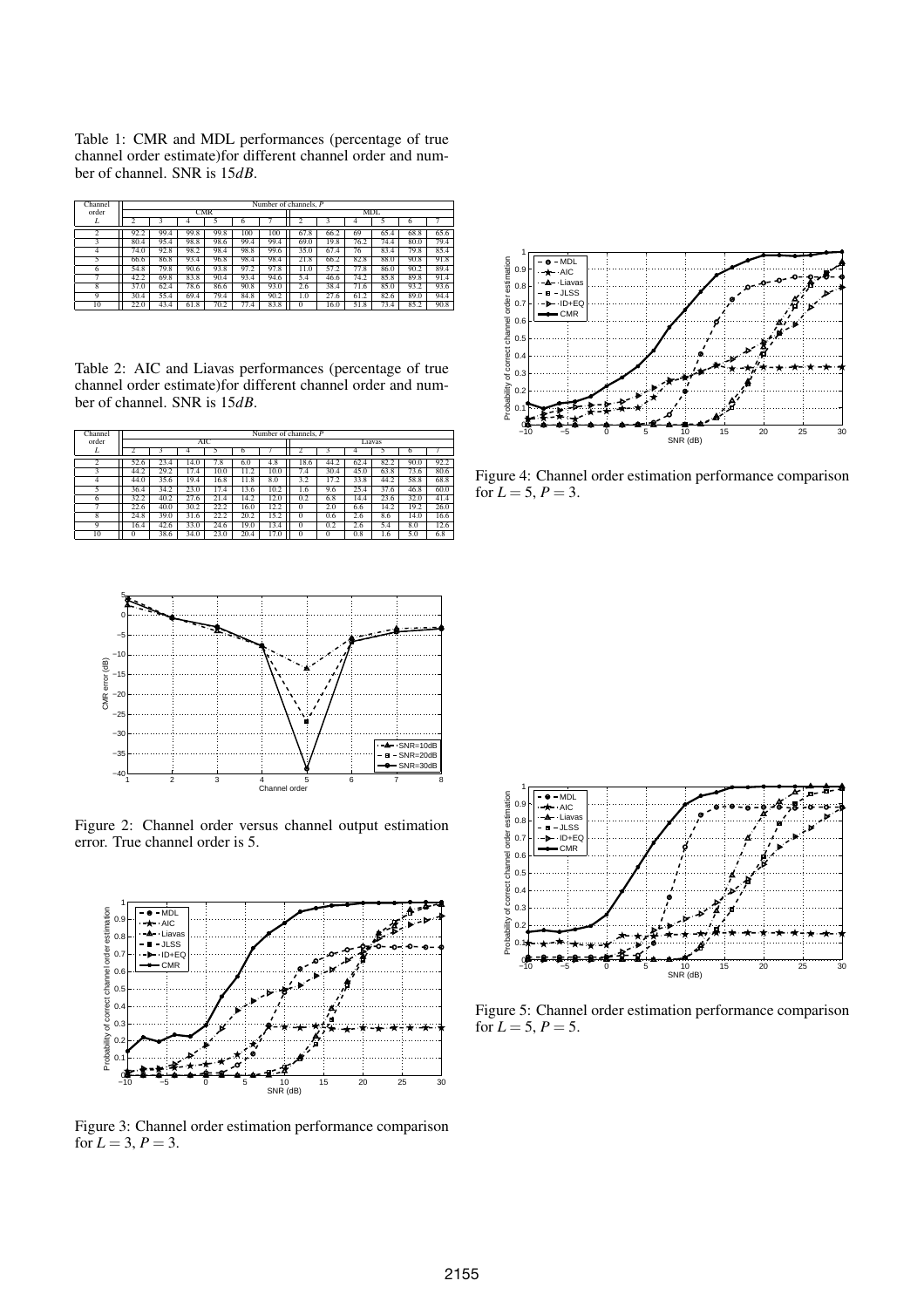Table 1: CMR and MDL performances (percentage of true channel order estimate)for different channel order and number of channel. SNR is 15*dB*.

| Channel order | Number of channels, $P$ | | | | | | | | | | | |
|---|---|---|---|---|---|---|---|---|---|---|---|---|
| | CMR | | | | | | MDL | | | | | |
| $L$ | 2 | 3 | 4 | 5 | 6 | 7 | 2 | 3 | 4 | 5 | 6 | 7 |
| 2 | 92.2 | 99.4 | 99.8 | 99.8 | 100 | 100 | 67.8 | 66.2 | 69 | 65.4 | 68.8 | 65.6 |
| 3 | 80.4 | 95.4 | 98.8 | 98.6 | 99.4 | 99.4 | 69.0 | 19.8 | 76.2 | 74.4 | 80.0 | 79.4 |
| 4 | 74.0 | 92.8 | 98.2 | 98.4 | 98.8 | 99.6 | 35.0 | 67.4 | 76 | 83.4 | 79.8 | 85.4 |
| 5 | 66.6 | 86.8 | 93.4 | 96.8 | 98.4 | 98.4 | 21.8 | 66.2 | 82.8 | 88.0 | 90.8 | 91.8 |
| 6 | 54.8 | 79.8 | 90.6 | 93.8 | 97.2 | 97.8 | 11.0 | 57.2 | 77.8 | 86.0 | 90.2 | 89.4 |
| 7 | 42.2 | 69.8 | 83.8 | 90.4 | 93.4 | 94.6 | 5.4 | 46.6 | 74.2 | 85.8 | 89.8 | 91.4 |
| 8 | 37.0 | 62.4 | 78.6 | 86.6 | 90.8 | 93.0 | 2.6 | 38.4 | 71.6 | 85.0 | 93.2 | 93.6 |
| 9 | 30.4 | 55.4 | 69.4 | 79.4 | 84.8 | 90.2 | 1.0 | 27.6 | 61.2 | 82.6 | 89.0 | 94.4 |
| 10 | 22.0 | 43.4 | 61.8 | 70.2 | 77.4 | 83.8 | 0 | 16.0 | 51.8 | 73.4 | 85.2 | 90.8 |

Table 2: AIC and Liavas performances (percentage of true channel order estimate)for different channel order and number of channel. SNR is 15*dB*.

| Channel order | Number of channels, $P$ | | | | | | | | | | | |
|---|---|---|---|---|---|---|---|---|---|---|---|---|
| | AIC | | | | | | Liavas | | | | | |
| $L$ | 2 | 3 | 4 | 5 | 6 | 7 | 2 | 3 | 4 | 5 | 6 | 7 |
| 2 | 52.6 | 23.4 | 14.0 | 7.8 | 6.0 | 4.8 | 18.6 | 44.2 | 62.4 | 82.2 | 90.0 | 92.2 |
| 3 | 44.2 | 29.2 | 17.4 | 10.0 | 11.2 | 10.0 | 7.4 | 30.4 | 45.0 | 63.8 | 73.6 | 80.6 |
| 4 | 44.0 | 35.6 | 19.4 | 16.8 | 11.8 | 8.0 | 3.2 | 17.2 | 33.8 | 44.2 | 58.8 | 68.8 |
| 5 | 36.4 | 34.2 | 23.0 | 17.4 | 13.6 | 10.2 | 1.6 | 9.6 | 25.4 | 37.6 | 46.8 | 60.0 |
| 6 | 32.2 | 40.2 | 27.6 | 21.4 | 14.2 | 12.0 | 0.2 | 6.8 | 14.4 | 23.6 | 32.0 | 41.4 |
| 7 | 22.6 | 40.0 | 30.2 | 22.2 | 16.0 | 12.2 | 0 | 2.0 | 6.6 | 14.2 | 19.2 | 26.0 |
| 8 | 24.8 | 39.0 | 31.6 | 22.2 | 20.2 | 15.2 | 0 | 0.6 | 2.6 | 8.6 | 14.0 | 16.6 |
| 9 | 16.4 | 42.6 | 33.0 | 24.6 | 19.0 | 13.4 | 0 | 0.2 | 2.6 | 5.4 | 8.0 | 12.6 |
| 10 | 0 | 38.6 | 34.0 | 23.0 | 20.4 | 17.0 | 0 | 0 | 0.8 | 1.6 | 5.0 | 6.8 |

CMR error (dB)
Channel order
SNR=10dB
SNR=20dB
SNR=30dB

Figure 2: Channel order versus channel output estimation error. True channel order is 5.

Probability of correct channel order estimation
SNR (dB)
MDL
AIC
Liavas
JLSS
ID+EQ
CMR

Figure 3: Channel order estimation performance comparison for $L = 3$, $P = 3$.

Probability of correct channel order estimation
SNR (dB)
MDL
AIC
Liavas
JLSS
ID+EQ
CMR

Figure 4: Channel order estimation performance comparison for $L = 5$, $P = 3$.

Probability of correct channel order estimation
SNR (dB)
MDL
AIC
Liavas
JLSS
ID+EQ
CMR

Figure 5: Channel order estimation performance comparison for $L = 5$, $P = 5$.